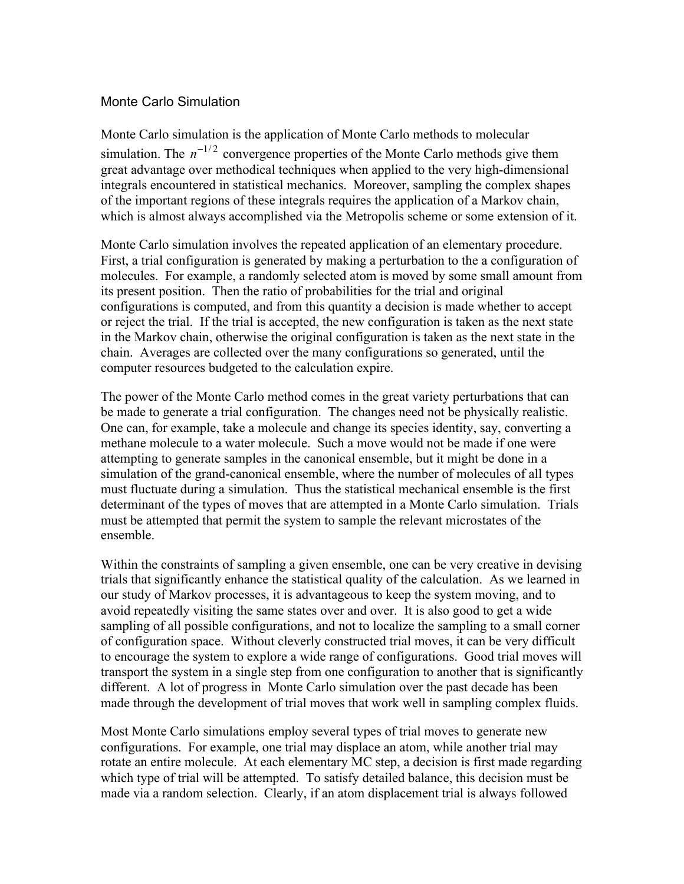# Monte Carlo Simulation

Monte Carlo simulation is the application of Monte Carlo methods to molecular simulation. The $n^{-1/2}$ convergence properties of the Monte Carlo methods give them great advantage over methodical techniques when applied to the very high-dimensional integrals encountered in statistical mechanics. Moreover, sampling the complex shapes of the important regions of these integrals requires the application of a Markov chain, which is almost always accomplished via the Metropolis scheme or some extension of it.

Monte Carlo simulation involves the repeated application of an elementary procedure. First, a trial configuration is generated by making a perturbation to the a configuration of molecules. For example, a randomly selected atom is moved by some small amount from its present position. Then the ratio of probabilities for the trial and original configurations is computed, and from this quantity a decision is made whether to accept or reject the trial. If the trial is accepted, the new configuration is taken as the next state in the Markov chain, otherwise the original configuration is taken as the next state in the chain. Averages are collected over the many configurations so generated, until the computer resources budgeted to the calculation expire.

The power of the Monte Carlo method comes in the great variety perturbations that can be made to generate a trial configuration. The changes need not be physically realistic. One can, for example, take a molecule and change its species identity, say, converting a methane molecule to a water molecule. Such a move would not be made if one were attempting to generate samples in the canonical ensemble, but it might be done in a simulation of the grand-canonical ensemble, where the number of molecules of all types must fluctuate during a simulation. Thus the statistical mechanical ensemble is the first determinant of the types of moves that are attempted in a Monte Carlo simulation. Trials must be attempted that permit the system to sample the relevant microstates of the ensemble.

Within the constraints of sampling a given ensemble, one can be very creative in devising trials that significantly enhance the statistical quality of the calculation. As we learned in our study of Markov processes, it is advantageous to keep the system moving, and to avoid repeatedly visiting the same states over and over. It is also good to get a wide sampling of all possible configurations, and not to localize the sampling to a small corner of configuration space. Without cleverly constructed trial moves, it can be very difficult to encourage the system to explore a wide range of configurations. Good trial moves will transport the system in a single step from one configuration to another that is significantly different. A lot of progress in Monte Carlo simulation over the past decade has been made through the development of trial moves that work well in sampling complex fluids.

Most Monte Carlo simulations employ several types of trial moves to generate new configurations. For example, one trial may displace an atom, while another trial may rotate an entire molecule. At each elementary MC step, a decision is first made regarding which type of trial will be attempted. To satisfy detailed balance, this decision must be made via a random selection. Clearly, if an atom displacement trial is always followed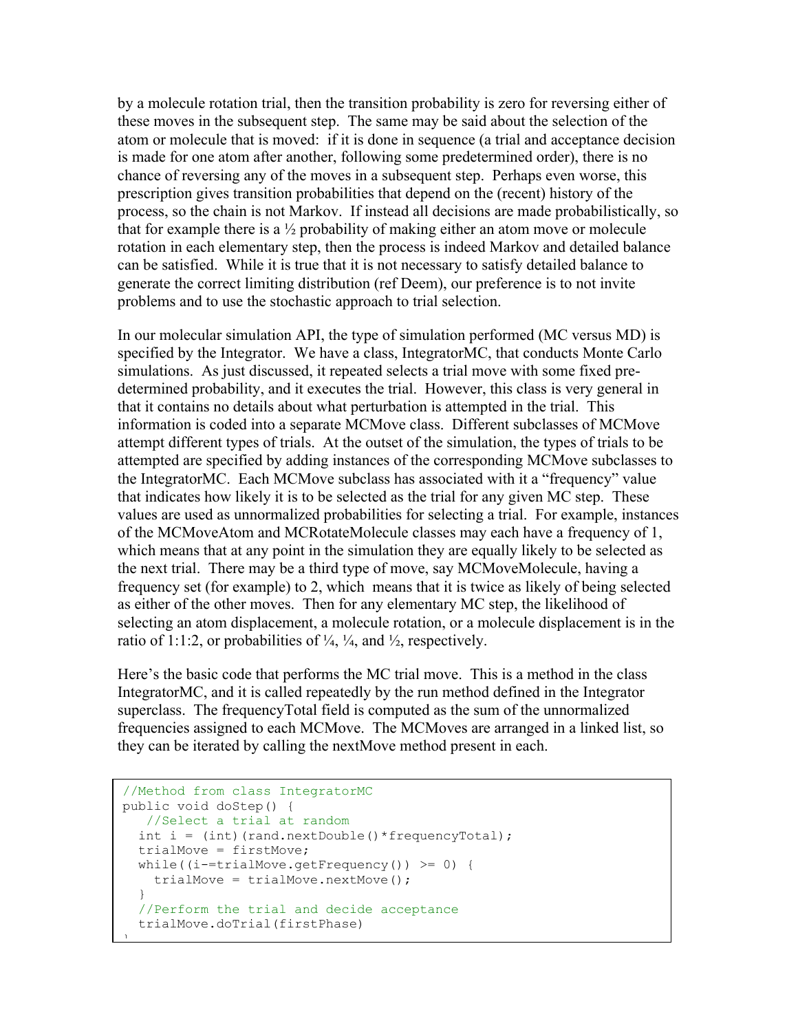by a molecule rotation trial, then the transition probability is zero for reversing either of these moves in the subsequent step. The same may be said about the selection of the atom or molecule that is moved: if it is done in sequence (a trial and acceptance decision is made for one atom after another, following some predetermined order), there is no chance of reversing any of the moves in a subsequent step. Perhaps even worse, this prescription gives transition probabilities that depend on the (recent) history of the process, so the chain is not Markov. If instead all decisions are made probabilistically, so that for example there is a ½ probability of making either an atom move or molecule rotation in each elementary step, then the process is indeed Markov and detailed balance can be satisfied. While it is true that it is not necessary to satisfy detailed balance to generate the correct limiting distribution (ref Deem), our preference is to not invite problems and to use the stochastic approach to trial selection.

In our molecular simulation API, the type of simulation performed (MC versus MD) is specified by the Integrator. We have a class, IntegratorMC, that conducts Monte Carlo simulations. As just discussed, it repeated selects a trial move with some fixed pre-determined probability, and it executes the trial. However, this class is very general in that it contains no details about what perturbation is attempted in the trial. This information is coded into a separate MCMove class. Different subclasses of MCMove attempt different types of trials. At the outset of the simulation, the types of trials to be attempted are specified by adding instances of the corresponding MCMove subclasses to the IntegratorMC. Each MCMove subclass has associated with it a "frequency" value that indicates how likely it is to be selected as the trial for any given MC step. These values are used as unnormalized probabilities for selecting a trial. For example, instances of the MCMoveAtom and MCRotateMolecule classes may each have a frequency of 1, which means that at any point in the simulation they are equally likely to be selected as the next trial. There may be a third type of move, say MCMoveMolecule, having a frequency set (for example) to 2, which means that it is twice as likely of being selected as either of the other moves. Then for any elementary MC step, the likelihood of selecting an atom displacement, a molecule rotation, or a molecule displacement is in the ratio of 1:1:2, or probabilities of ¼, ¼, and ½, respectively.

Here's the basic code that performs the MC trial move. This is a method in the class IntegratorMC, and it is called repeatedly by the run method defined in the Integrator superclass. The frequencyTotal field is computed as the sum of the unnormalized frequencies assigned to each MCMove. The MCMoves are arranged in a linked list, so they can be iterated by calling the nextMove method present in each.

```
//Method from class IntegratorMC
public void doStep() {
   //Select a trial at random
  int i = (int)(rand.nextDouble()*frequencyTotal);
  trialMove = firstMove;
  while((i-=trialMove.getFrequency()) >= 0) {
    trialMove = trialMove.nextMove();
  }
  //Perform the trial and decide acceptance
  trialMove.doTrial(firstPhase)
}
```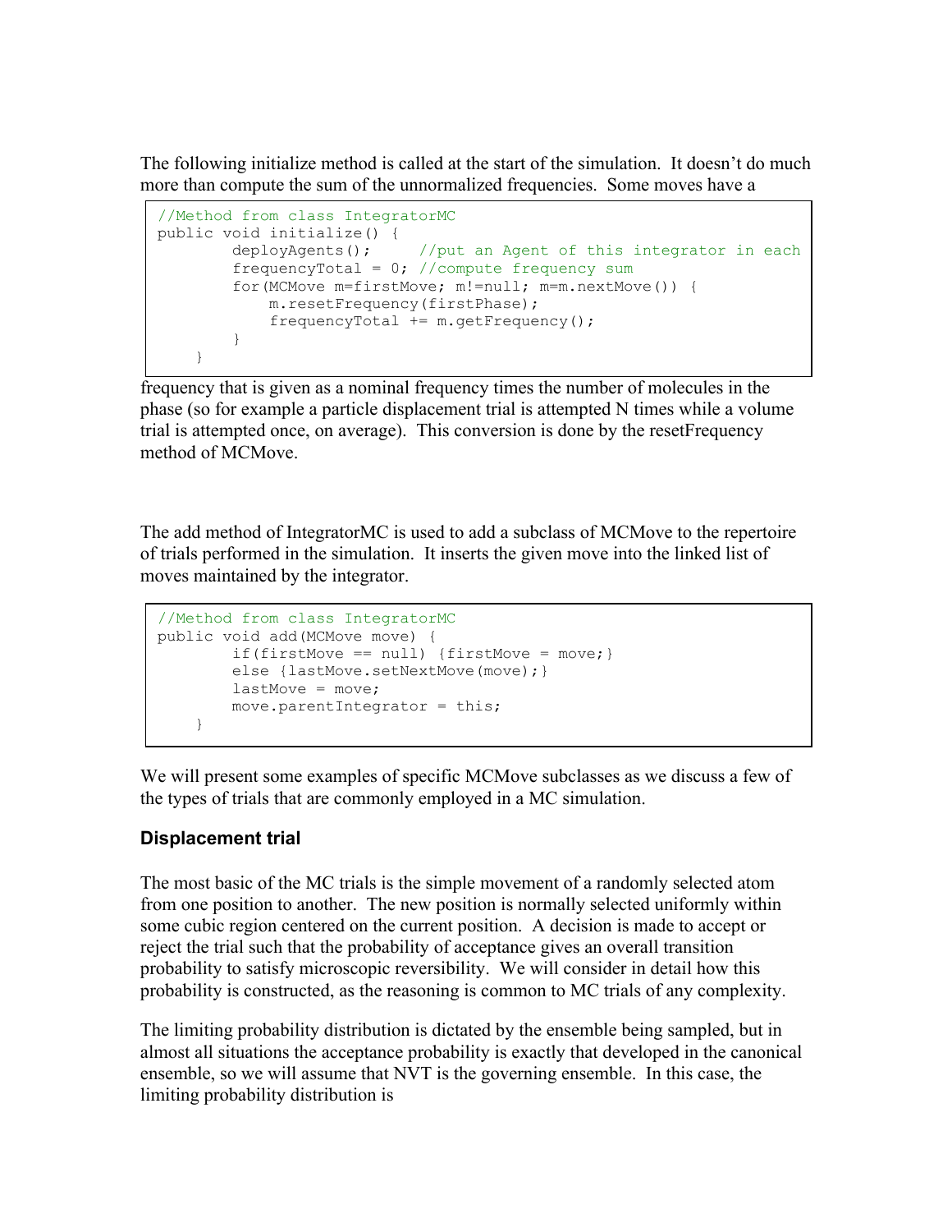The following initialize method is called at the start of the simulation. It doesn't do much more than compute the sum of the unnormalized frequencies. Some moves have a

```
//Method from class IntegratorMC
public void initialize() {
        deployAgents();     //put an Agent of this integrator in each
        frequencyTotal = 0; //compute frequency sum
        for(MCMove m=firstMove; m!=null; m=m.nextMove()) {
            m.resetFrequency(firstPhase);
            frequencyTotal += m.getFrequency();
        }
    }
```

frequency that is given as a nominal frequency times the number of molecules in the phase (so for example a particle displacement trial is attempted N times while a volume trial is attempted once, on average). This conversion is done by the resetFrequency method of MCMove.

The add method of IntegratorMC is used to add a subclass of MCMove to the repertoire of trials performed in the simulation. It inserts the given move into the linked list of moves maintained by the integrator.

```
//Method from class IntegratorMC
public void add(MCMove move) {
        if(firstMove == null) {firstMove = move;}
        else {lastMove.setNextMove(move);}
        lastMove = move;
        move.parentIntegrator = this;
    }
```

We will present some examples of specific MCMove subclasses as we discuss a few of the types of trials that are commonly employed in a MC simulation.

### Displacement trial

The most basic of the MC trials is the simple movement of a randomly selected atom from one position to another. The new position is normally selected uniformly within some cubic region centered on the current position. A decision is made to accept or reject the trial such that the probability of acceptance gives an overall transition probability to satisfy microscopic reversibility. We will consider in detail how this probability is constructed, as the reasoning is common to MC trials of any complexity.

The limiting probability distribution is dictated by the ensemble being sampled, but in almost all situations the acceptance probability is exactly that developed in the canonical ensemble, so we will assume that NVT is the governing ensemble. In this case, the limiting probability distribution is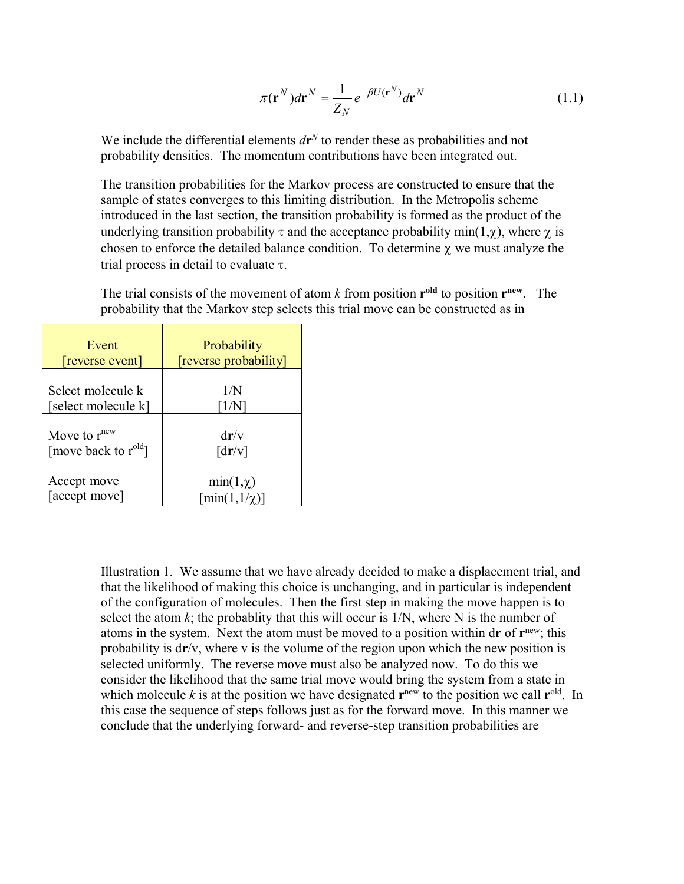$$\pi(\mathbf{r}^N)d\mathbf{r}^N = \frac{1}{Z_N}e^{-\beta U(\mathbf{r}^N)}d\mathbf{r}^N \tag{1.1}$$

We include the differential elements $d\mathbf{r}^N$ to render these as probabilities and not probability densities. The momentum contributions have been integrated out.

The transition probabilities for the Markov process are constructed to ensure that the sample of states converges to this limiting distribution. In the Metropolis scheme introduced in the last section, the transition probability is formed as the product of the underlying transition probability $\tau$ and the acceptance probability $\min(1,\chi)$, where $\chi$ is chosen to enforce the detailed balance condition. To determine $\chi$ we must analyze the trial process in detail to evaluate $\tau$.

The trial consists of the movement of atom $k$ from position $\mathbf{r}^{\mathbf{old}}$ to position $\mathbf{r}^{\mathbf{new}}$. The probability that the Markov step selects this trial move can be constructed as in

| Event [reverse event] | Probability [reverse probability] |
|---|---|
| Select molecule k [select molecule k] | $1/N$ [$1/N$] |
| Move to $r^{new}$ [move back to $r^{old}$] | $d\mathbf{r}/v$ [$d\mathbf{r}/v$] |
| Accept move [accept move] | $\min(1,\chi)$ [$\min(1,1/\chi)$] |

Illustration 1. We assume that we have already decided to make a displacement trial, and that the likelihood of making this choice is unchanging, and in particular is independent of the configuration of molecules. Then the first step in making the move happen is to select the atom $k$; the probablity that this will occur is $1/N$, where N is the number of atoms in the system. Next the atom must be moved to a position within $d\mathbf{r}$ of $\mathbf{r}^{\text{new}}$; this probability is $d\mathbf{r}/v$, where v is the volume of the region upon which the new position is selected uniformly. The reverse move must also be analyzed now. To do this we consider the likelihood that the same trial move would bring the system from a state in which molecule $k$ is at the position we have designated $\mathbf{r}^{\text{new}}$ to the position we call $\mathbf{r}^{\text{old}}$. In this case the sequence of steps follows just as for the forward move. In this manner we conclude that the underlying forward- and reverse-step transition probabilities are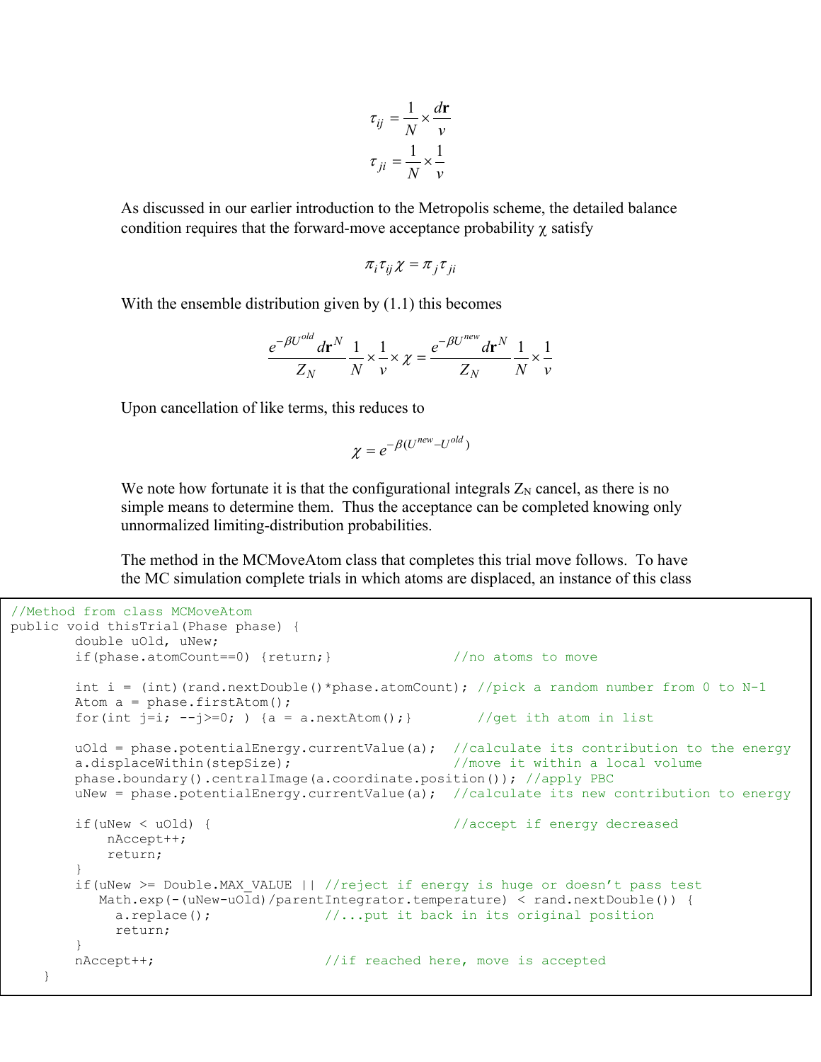$$\tau_{ij} = \frac{1}{N} \times \frac{d\mathbf{r}}{v}$$

$$\tau_{ji} = \frac{1}{N} \times \frac{1}{v}$$

As discussed in our earlier introduction to the Metropolis scheme, the detailed balance condition requires that the forward-move acceptance probability $\chi$ satisfy

$$\pi_i \tau_{ij} \chi = \pi_j \tau_{ji}$$

With the ensemble distribution given by (1.1) this becomes

$$\frac{e^{-\beta U^{old}} d\mathbf{r}^N}{Z_N} \frac{1}{N} \times \frac{1}{v} \times \chi = \frac{e^{-\beta U^{new}} d\mathbf{r}^N}{Z_N} \frac{1}{N} \times \frac{1}{v}$$

Upon cancellation of like terms, this reduces to

$$\chi = e^{-\beta (U^{new} - U^{old})}$$

We note how fortunate it is that the configurational integrals $Z_N$ cancel, as there is no simple means to determine them. Thus the acceptance can be completed knowing only unnormalized limiting-distribution probabilities.

The method in the MCMoveAtom class that completes this trial move follows. To have the MC simulation complete trials in which atoms are displaced, an instance of this class

```
//Method from class MCMoveAtom
public void thisTrial(Phase phase) {
        double uOld, uNew;
        if(phase.atomCount==0) {return;}              //no atoms to move

        int i = (int)(rand.nextDouble()*phase.atomCount); //pick a random number from 0 to N-1
        Atom a = phase.firstAtom();
        for(int j=i; --j>=0; ) {a = a.nextAtom();}        //get ith atom in list

        uOld = phase.potentialEnergy.currentValue(a);  //calculate its contribution to the energy
        a.displaceWithin(stepSize);                    //move it within a local volume
        phase.boundary().centralImage(a.coordinate.position()); //apply PBC
        uNew = phase.potentialEnergy.currentValue(a);  //calculate its new contribution to energy

        if(uNew < uOld) {                              //accept if energy decreased
            nAccept++;
            return;
        }
        if(uNew >= Double.MAX_VALUE || //reject if energy is huge or doesn't pass test
           Math.exp(-(uNew-uOld)/parentIntegrator.temperature) < rand.nextDouble()) {
             a.replace();              //...put it back in its original position
             return;
        }
        nAccept++;                     //if reached here, move is accepted
    }
```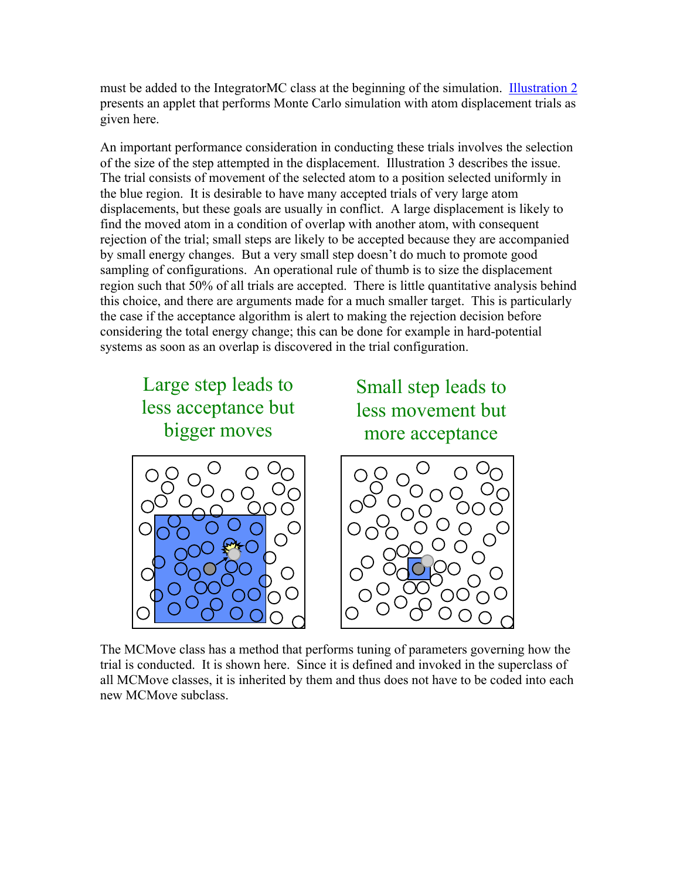must be added to the IntegratorMC class at the beginning of the simulation. Illustration 2 presents an applet that performs Monte Carlo simulation with atom displacement trials as given here.

An important performance consideration in conducting these trials involves the selection of the size of the step attempted in the displacement. Illustration 3 describes the issue. The trial consists of movement of the selected atom to a position selected uniformly in the blue region. It is desirable to have many accepted trials of very large atom displacements, but these goals are usually in conflict. A large displacement is likely to find the moved atom in a condition of overlap with another atom, with consequent rejection of the trial; small steps are likely to be accepted because they are accompanied by small energy changes. But a very small step doesn't do much to promote good sampling of configurations. An operational rule of thumb is to size the displacement region such that 50% of all trials are accepted. There is little quantitative analysis behind this choice, and there are arguments made for a much smaller target. This is particularly the case if the acceptance algorithm is alert to making the rejection decision before considering the total energy change; this can be done for example in hard-potential systems as soon as an overlap is discovered in the trial configuration.

Large step leads to less acceptance but bigger moves

Small step leads to less movement but more acceptance

The MCMove class has a method that performs tuning of parameters governing how the trial is conducted. It is shown here. Since it is defined and invoked in the superclass of all MCMove classes, it is inherited by them and thus does not have to be coded into each new MCMove subclass.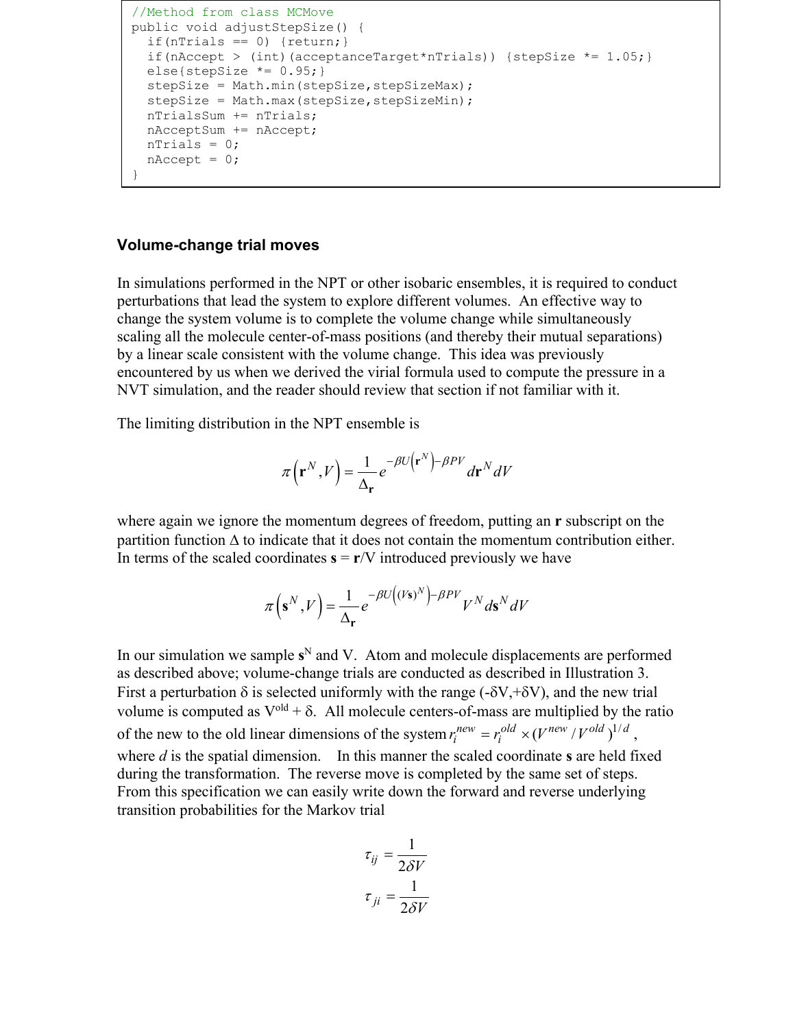```
//Method from class MCMove
public void adjustStepSize() {
  if(nTrials == 0) {return;}
  if(nAccept > (int)(acceptanceTarget*nTrials)) {stepSize *= 1.05;}
  else{stepSize *= 0.95;}
  stepSize = Math.min(stepSize,stepSizeMax);
  stepSize = Math.max(stepSize,stepSizeMin);
  nTrialsSum += nTrials;
  nAcceptSum += nAccept;
  nTrials = 0;
  nAccept = 0;
}
```

### Volume-change trial moves

In simulations performed in the NPT or other isobaric ensembles, it is required to conduct perturbations that lead the system to explore different volumes. An effective way to change the system volume is to complete the volume change while simultaneously scaling all the molecule center-of-mass positions (and thereby their mutual separations) by a linear scale consistent with the volume change. This idea was previously encountered by us when we derived the virial formula used to compute the pressure in a NVT simulation, and the reader should review that section if not familiar with it.

The limiting distribution in the NPT ensemble is

$$\pi\left(\mathbf{r}^N, V\right) = \frac{1}{\Delta_{\mathbf{r}}} e^{-\beta U\left(\mathbf{r}^N\right) - \beta PV} d\mathbf{r}^N dV$$

where again we ignore the momentum degrees of freedom, putting an **r** subscript on the partition function $\Delta$ to indicate that it does not contain the momentum contribution either. In terms of the scaled coordinates $\mathbf{s} = \mathbf{r}/V$ introduced previously we have

$$\pi\left(\mathbf{s}^N, V\right) = \frac{1}{\Delta_{\mathbf{r}}} e^{-\beta U\left((V\mathbf{s})^N\right) - \beta PV} V^N d\mathbf{s}^N dV$$

In our simulation we sample $\mathbf{s}^N$ and V. Atom and molecule displacements are performed as described above; volume-change trials are conducted as described in Illustration 3. First a perturbation $\delta$ is selected uniformly with the range $(-\delta V, +\delta V)$, and the new trial volume is computed as $V^{old} + \delta$. All molecule centers-of-mass are multiplied by the ratio of the new to the old linear dimensions of the system $r_i^{new} = r_i^{old} \times (V^{new}/V^{old})^{1/d}$, where $d$ is the spatial dimension. In this manner the scaled coordinate **s** are held fixed during the transformation. The reverse move is completed by the same set of steps. From this specification we can easily write down the forward and reverse underlying transition probabilities for the Markov trial

$$\tau_{ij} = \frac{1}{2\delta V}$$

$$\tau_{ji} = \frac{1}{2\delta V}$$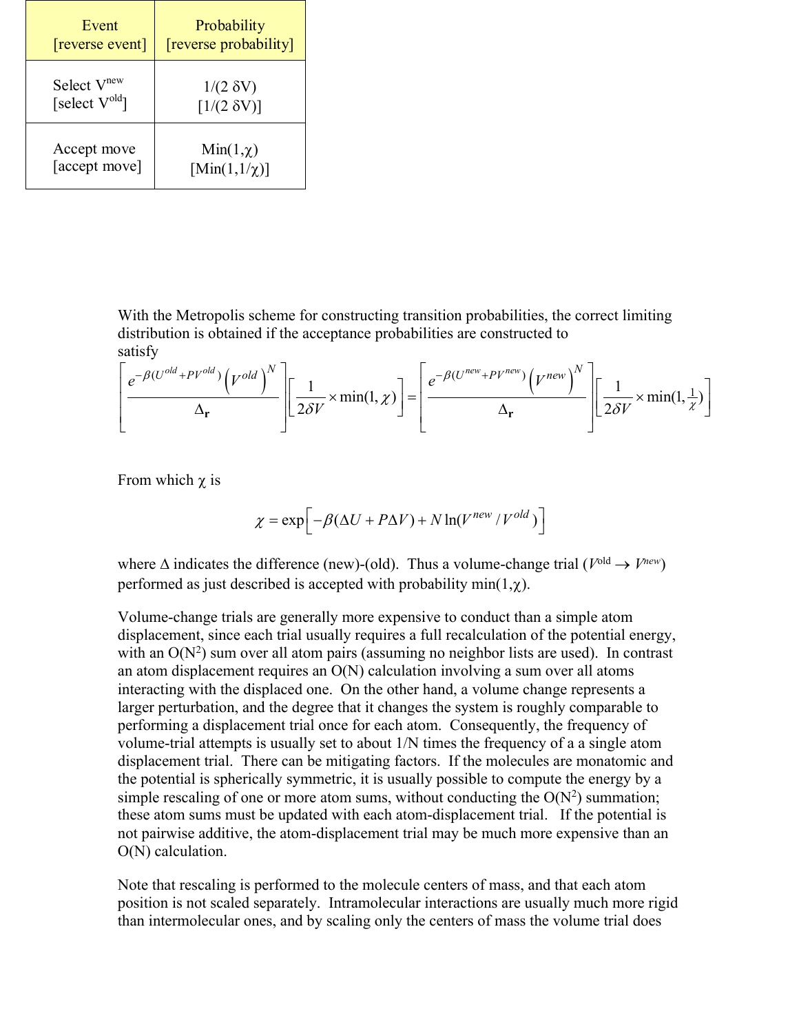| Event [reverse event] | Probability [reverse probability] |
|---|---|
| Select $V^{new}$ [select $V^{old}$] | $1/(2\ \delta V)$ [$1/(2\ \delta V)$] |
| Accept move [accept move] | $\text{Min}(1,\chi)$ [$\text{Min}(1,1/\chi)$] |

With the Metropolis scheme for constructing transition probabilities, the correct limiting distribution is obtained if the acceptance probabilities are constructed to satisfy

$$\left[\frac{e^{-\beta(U^{old}+PV^{old})}\left(V^{old}\right)^N}{\Delta_{\mathbf{r}}}\right]\left[\frac{1}{2\delta V}\times\min(1,\chi)\right]=\left[\frac{e^{-\beta(U^{new}+PV^{new})}\left(V^{new}\right)^N}{\Delta_{\mathbf{r}}}\right]\left[\frac{1}{2\delta V}\times\min(1,\tfrac{1}{\chi})\right]$$

From which $\chi$ is

$$\chi=\exp\left[-\beta(\Delta U+P\Delta V)+N\ln(V^{new}/V^{old})\right]$$

where $\Delta$ indicates the difference (new)-(old). Thus a volume-change trial ($V^{old}\rightarrow V^{new}$) performed as just described is accepted with probability $\min(1,\chi)$.

Volume-change trials are generally more expensive to conduct than a simple atom displacement, since each trial usually requires a full recalculation of the potential energy, with an $O(N^2)$ sum over all atom pairs (assuming no neighbor lists are used). In contrast an atom displacement requires an $O(N)$ calculation involving a sum over all atoms interacting with the displaced one. On the other hand, a volume change represents a larger perturbation, and the degree that it changes the system is roughly comparable to performing a displacement trial once for each atom. Consequently, the frequency of volume-trial attempts is usually set to about $1/N$ times the frequency of a a single atom displacement trial. There can be mitigating factors. If the molecules are monatomic and the potential is spherically symmetric, it is usually possible to compute the energy by a simple rescaling of one or more atom sums, without conducting the $O(N^2)$ summation; these atom sums must be updated with each atom-displacement trial. If the potential is not pairwise additive, the atom-displacement trial may be much more expensive than an $O(N)$ calculation.

Note that rescaling is performed to the molecule centers of mass, and that each atom position is not scaled separately. Intramolecular interactions are usually much more rigid than intermolecular ones, and by scaling only the centers of mass the volume trial does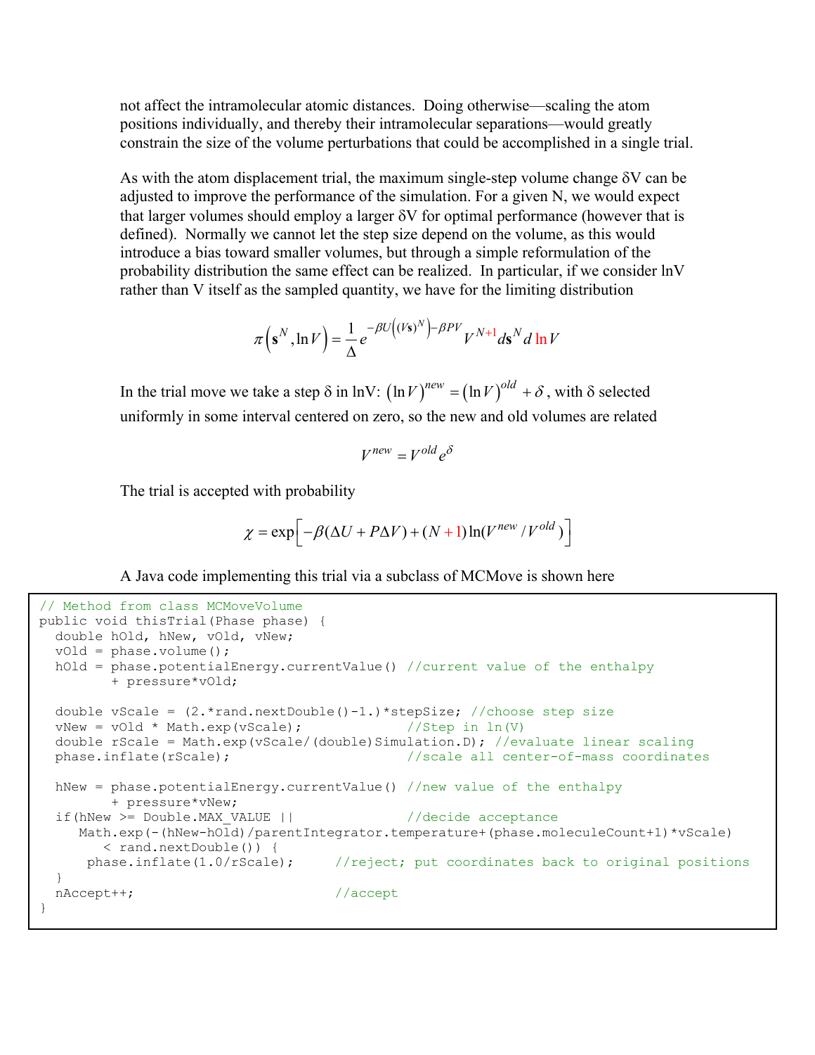not affect the intramolecular atomic distances. Doing otherwise—scaling the atom positions individually, and thereby their intramolecular separations—would greatly constrain the size of the volume perturbations that could be accomplished in a single trial.

As with the atom displacement trial, the maximum single-step volume change δV can be adjusted to improve the performance of the simulation. For a given N, we would expect that larger volumes should employ a larger δV for optimal performance (however that is defined). Normally we cannot let the step size depend on the volume, as this would introduce a bias toward smaller volumes, but through a simple reformulation of the probability distribution the same effect can be realized. In particular, if we consider lnV rather than V itself as the sampled quantity, we have for the limiting distribution

$$\pi\left(\mathbf{s}^N, \ln V\right) = \frac{1}{\Delta} e^{-\beta U\left((V\mathbf{s})^N\right) - \beta PV} V^{N+1} d\mathbf{s}^N d\ln V$$

In the trial move we take a step δ in lnV: $(\ln V)^{new} = (\ln V)^{old} + \delta$, with δ selected uniformly in some interval centered on zero, so the new and old volumes are related

$$V^{new} = V^{old} e^{\delta}$$

The trial is accepted with probability

$$\chi = \exp\left[-\beta(\Delta U + P\Delta V) + (N+1)\ln(V^{new}/V^{old})\right]$$

A Java code implementing this trial via a subclass of MCMove is shown here

```
// Method from class MCMoveVolume
public void thisTrial(Phase phase) {
  double hOld, hNew, vOld, vNew;
  vOld = phase.volume();
  hOld = phase.potentialEnergy.currentValue() //current value of the enthalpy
         + pressure*vOld;

  double vScale = (2.*rand.nextDouble()-1.)*stepSize; //choose step size
  vNew = vOld * Math.exp(vScale);             //Step in ln(V)
  double rScale = Math.exp(vScale/(double)Simulation.D); //evaluate linear scaling
  phase.inflate(rScale);                      //scale all center-of-mass coordinates

  hNew = phase.potentialEnergy.currentValue() //new value of the enthalpy
         + pressure*vNew;
  if(hNew >= Double.MAX_VALUE ||              //decide acceptance
     Math.exp(-(hNew-hOld)/parentIntegrator.temperature+(phase.moleculeCount+1)*vScale)
        < rand.nextDouble()) {
      phase.inflate(1.0/rScale);     //reject; put coordinates back to original positions
  }
  nAccept++;                         //accept
}
```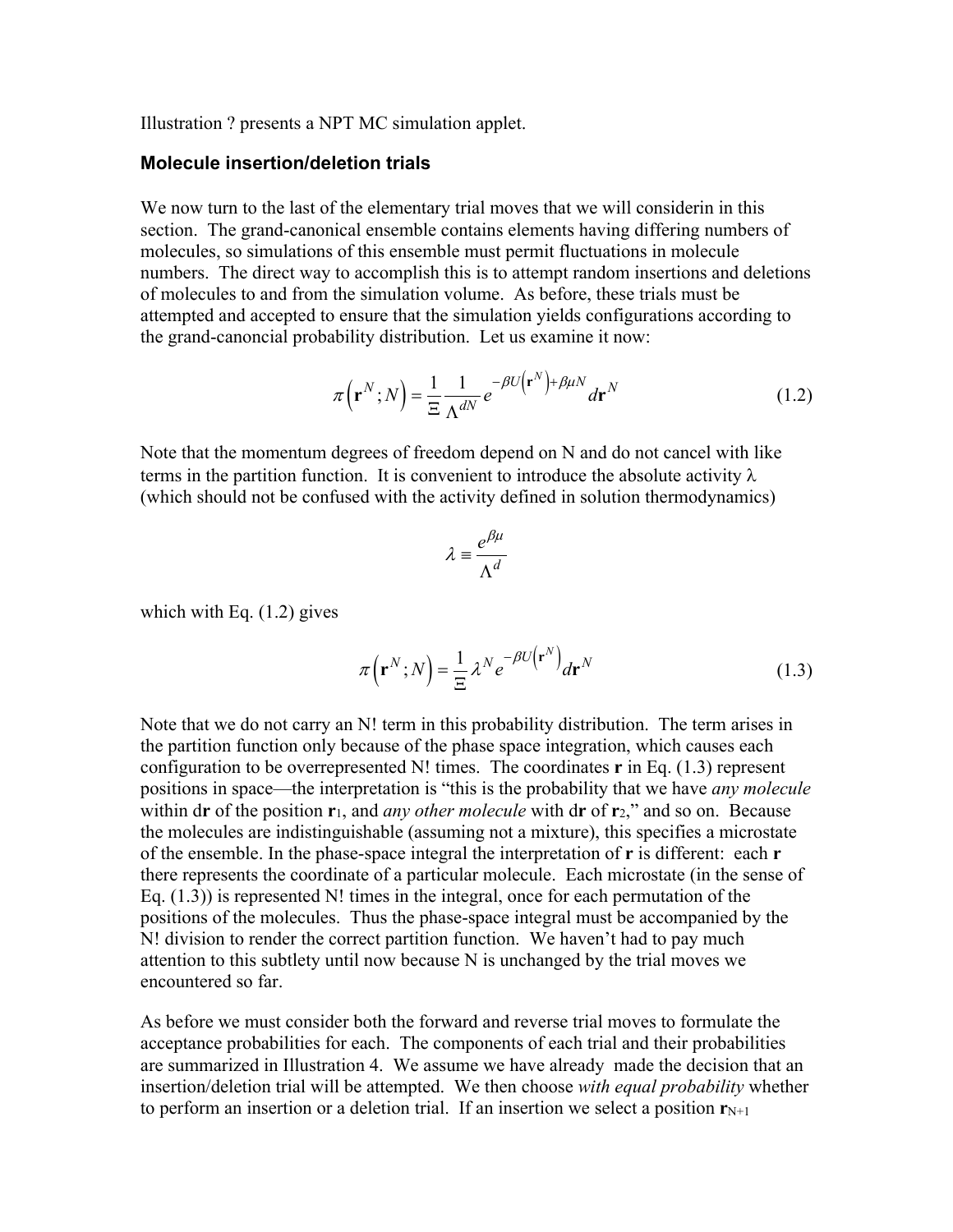Illustration ? presents a NPT MC simulation applet.

### Molecule insertion/deletion trials

We now turn to the last of the elementary trial moves that we will considerin in this section. The grand-canonical ensemble contains elements having differing numbers of molecules, so simulations of this ensemble must permit fluctuations in molecule numbers. The direct way to accomplish this is to attempt random insertions and deletions of molecules to and from the simulation volume. As before, these trials must be attempted and accepted to ensure that the simulation yields configurations according to the grand-canoncial probability distribution. Let us examine it now:

$$\pi\left(\mathbf{r}^N;N\right)=\frac{1}{\Xi}\frac{1}{\Lambda^{dN}}e^{-\beta U\left(\mathbf{r}^N\right)+\beta\mu N}d\mathbf{r}^N \tag{1.2}$$

Note that the momentum degrees of freedom depend on N and do not cancel with like terms in the partition function. It is convenient to introduce the absolute activity $\lambda$ (which should not be confused with the activity defined in solution thermodynamics)

$$\lambda\equiv\frac{e^{\beta\mu}}{\Lambda^d}$$

which with Eq. (1.2) gives

$$\pi\left(\mathbf{r}^N;N\right)=\frac{1}{\Xi}\lambda^N e^{-\beta U\left(\mathbf{r}^N\right)}d\mathbf{r}^N \tag{1.3}$$

Note that we do not carry an N! term in this probability distribution. The term arises in the partition function only because of the phase space integration, which causes each configuration to be overrepresented N! times. The coordinates **r** in Eq. (1.3) represent positions in space—the interpretation is "this is the probability that we have *any molecule* within d**r** of the position $\mathbf{r}_1$, and *any other molecule* with d**r** of $\mathbf{r}_2$," and so on. Because the molecules are indistinguishable (assuming not a mixture), this specifies a microstate of the ensemble. In the phase-space integral the interpretation of **r** is different: each **r** there represents the coordinate of a particular molecule. Each microstate (in the sense of Eq. (1.3)) is represented N! times in the integral, once for each permutation of the positions of the molecules. Thus the phase-space integral must be accompanied by the N! division to render the correct partition function. We haven't had to pay much attention to this subtlety until now because N is unchanged by the trial moves we encountered so far.

As before we must consider both the forward and reverse trial moves to formulate the acceptance probabilities for each. The components of each trial and their probabilities are summarized in Illustration 4. We assume we have already made the decision that an insertion/deletion trial will be attempted. We then choose *with equal probability* whether to perform an insertion or a deletion trial. If an insertion we select a position $\mathbf{r}_{N+1}$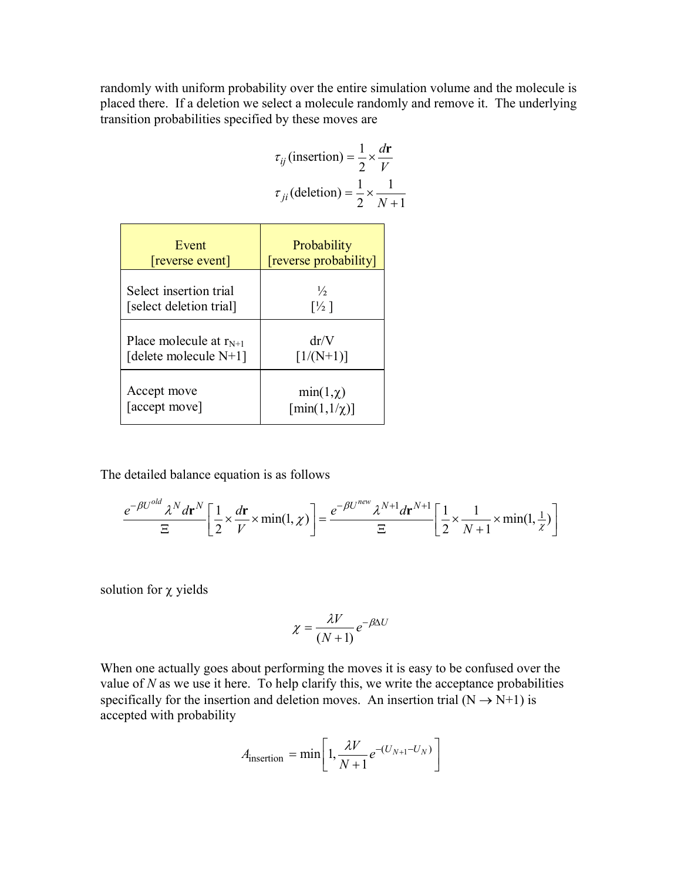randomly with uniform probability over the entire simulation volume and the molecule is placed there. If a deletion we select a molecule randomly and remove it. The underlying transition probabilities specified by these moves are

$$\tau_{ij}(\text{insertion}) = \frac{1}{2} \times \frac{d\mathbf{r}}{V}$$

$$\tau_{ji}(\text{deletion}) = \frac{1}{2} \times \frac{1}{N+1}$$

| Event [reverse event] | Probability [reverse probability] |
|---|---|
| Select insertion trial [select deletion trial] | ½ [½ ] |
| Place molecule at $r_{N+1}$ [delete molecule N+1] | dr/V [1/(N+1)] |
| Accept move [accept move] | min(1,$\chi$) [min(1,1/$\chi$)] |

The detailed balance equation is as follows

$$\frac{e^{-\beta U^{old}}\lambda^N d\mathbf{r}^N}{\Xi}\left[\frac{1}{2} \times \frac{d\mathbf{r}}{V} \times \min(1,\chi)\right] = \frac{e^{-\beta U^{new}}\lambda^{N+1} d\mathbf{r}^{N+1}}{\Xi}\left[\frac{1}{2} \times \frac{1}{N+1} \times \min(1,\tfrac{1}{\chi})\right]$$

solution for $\chi$ yields

$$\chi = \frac{\lambda V}{(N+1)} e^{-\beta \Delta U}$$

When one actually goes about performing the moves it is easy to be confused over the value of *N* as we use it here. To help clarify this, we write the acceptance probabilities specifically for the insertion and deletion moves. An insertion trial ($N \rightarrow N+1$) is accepted with probability

$$A_{\text{insertion}} = \min\left[1, \frac{\lambda V}{N+1} e^{-(U_{N+1}-U_N)}\right]$$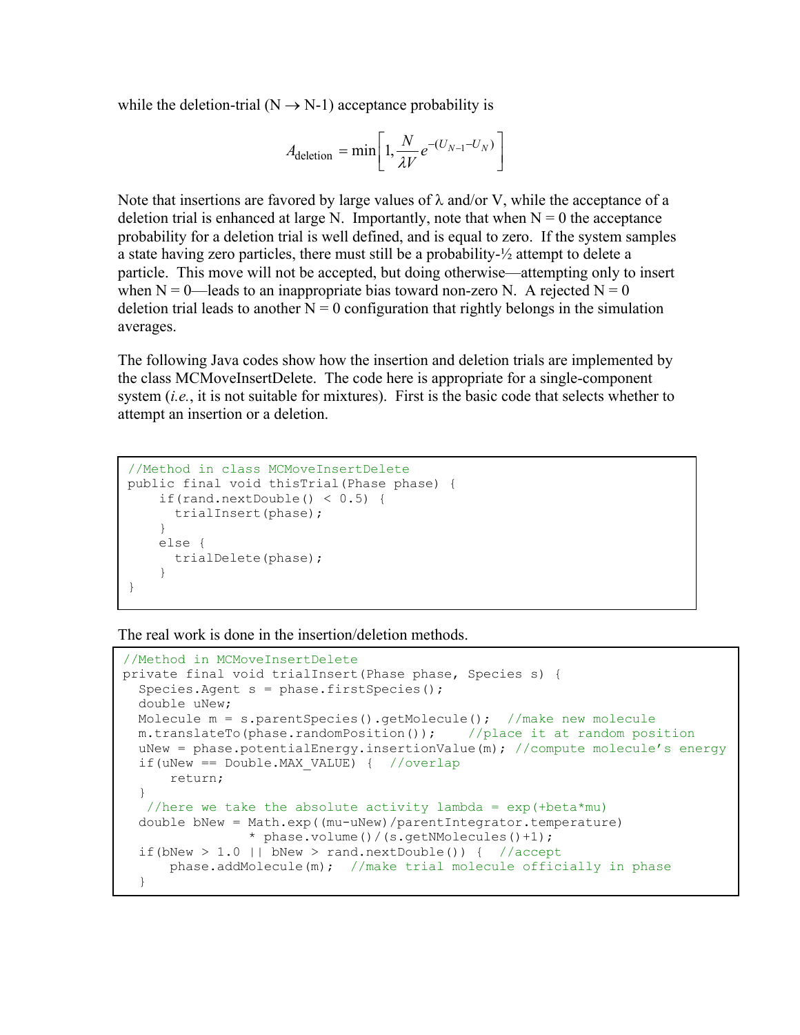while the deletion-trial (N → N-1) acceptance probability is

$$A_{\text{deletion}} = \min\left[1, \frac{N}{\lambda V} e^{-(U_{N-1} - U_N)}\right]$$

Note that insertions are favored by large values of λ and/or V, while the acceptance of a deletion trial is enhanced at large N. Importantly, note that when N = 0 the acceptance probability for a deletion trial is well defined, and is equal to zero. If the system samples a state having zero particles, there must still be a probability-½ attempt to delete a particle. This move will not be accepted, but doing otherwise—attempting only to insert when N = 0—leads to an inappropriate bias toward non-zero N. A rejected N = 0 deletion trial leads to another N = 0 configuration that rightly belongs in the simulation averages.

The following Java codes show how the insertion and deletion trials are implemented by the class MCMoveInsertDelete. The code here is appropriate for a single-component system (*i.e.*, it is not suitable for mixtures). First is the basic code that selects whether to attempt an insertion or a deletion.

```
//Method in class MCMoveInsertDelete
public final void thisTrial(Phase phase) {
    if(rand.nextDouble() < 0.5) {
      trialInsert(phase);
    }
    else {
      trialDelete(phase);
    }
}
```

The real work is done in the insertion/deletion methods.

```
//Method in MCMoveInsertDelete
private final void trialInsert(Phase phase, Species s) {
  Species.Agent s = phase.firstSpecies();
  double uNew;
  Molecule m = s.parentSpecies().getMolecule();  //make new molecule
  m.translateTo(phase.randomPosition());     //place it at random position
  uNew = phase.potentialEnergy.insertionValue(m); //compute molecule's energy
  if(uNew == Double.MAX_VALUE) {  //overlap
      return;
  }
   //here we take the absolute activity lambda = exp(+beta*mu)
  double bNew = Math.exp((mu-uNew)/parentIntegrator.temperature)
                * phase.volume()/(s.getNMolecules()+1);
  if(bNew > 1.0 || bNew > rand.nextDouble()) {  //accept
      phase.addMolecule(m);  //make trial molecule officially in phase
  }
```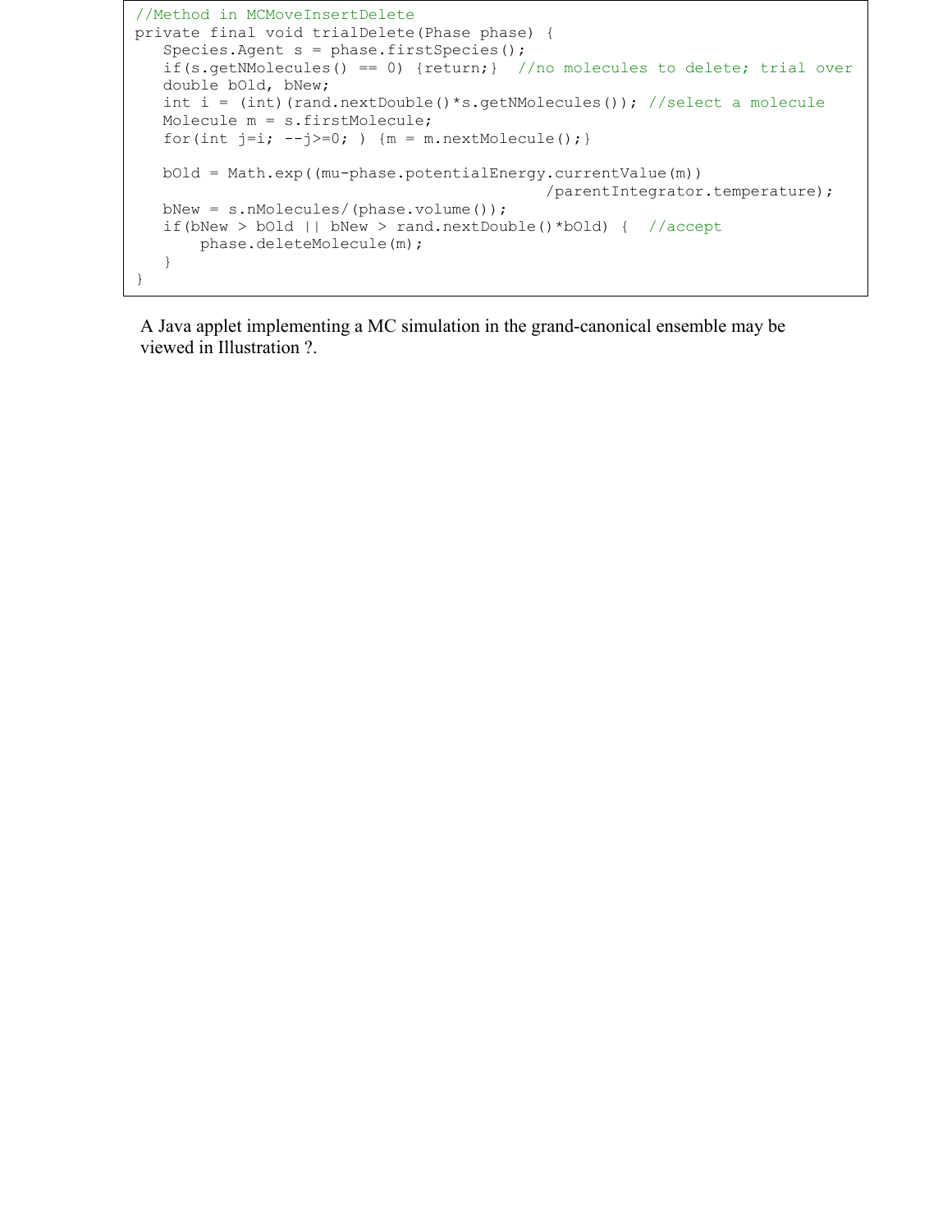```
//Method in MCMoveInsertDelete
private final void trialDelete(Phase phase) {
   Species.Agent s = phase.firstSpecies();
   if(s.getNMolecules() == 0) {return;}  //no molecules to delete; trial over
   double bOld, bNew;
   int i = (int)(rand.nextDouble()*s.getNMolecules()); //select a molecule
   Molecule m = s.firstMolecule;
   for(int j=i; --j>=0; ) {m = m.nextMolecule();}

   bOld = Math.exp((mu-phase.potentialEnergy.currentValue(m))
                                        /parentIntegrator.temperature);
   bNew = s.nMolecules/(phase.volume());
   if(bNew > bOld || bNew > rand.nextDouble()*bOld) {  //accept
       phase.deleteMolecule(m);
   }
}
```

A Java applet implementing a MC simulation in the grand-canonical ensemble may be viewed in Illustration ?.